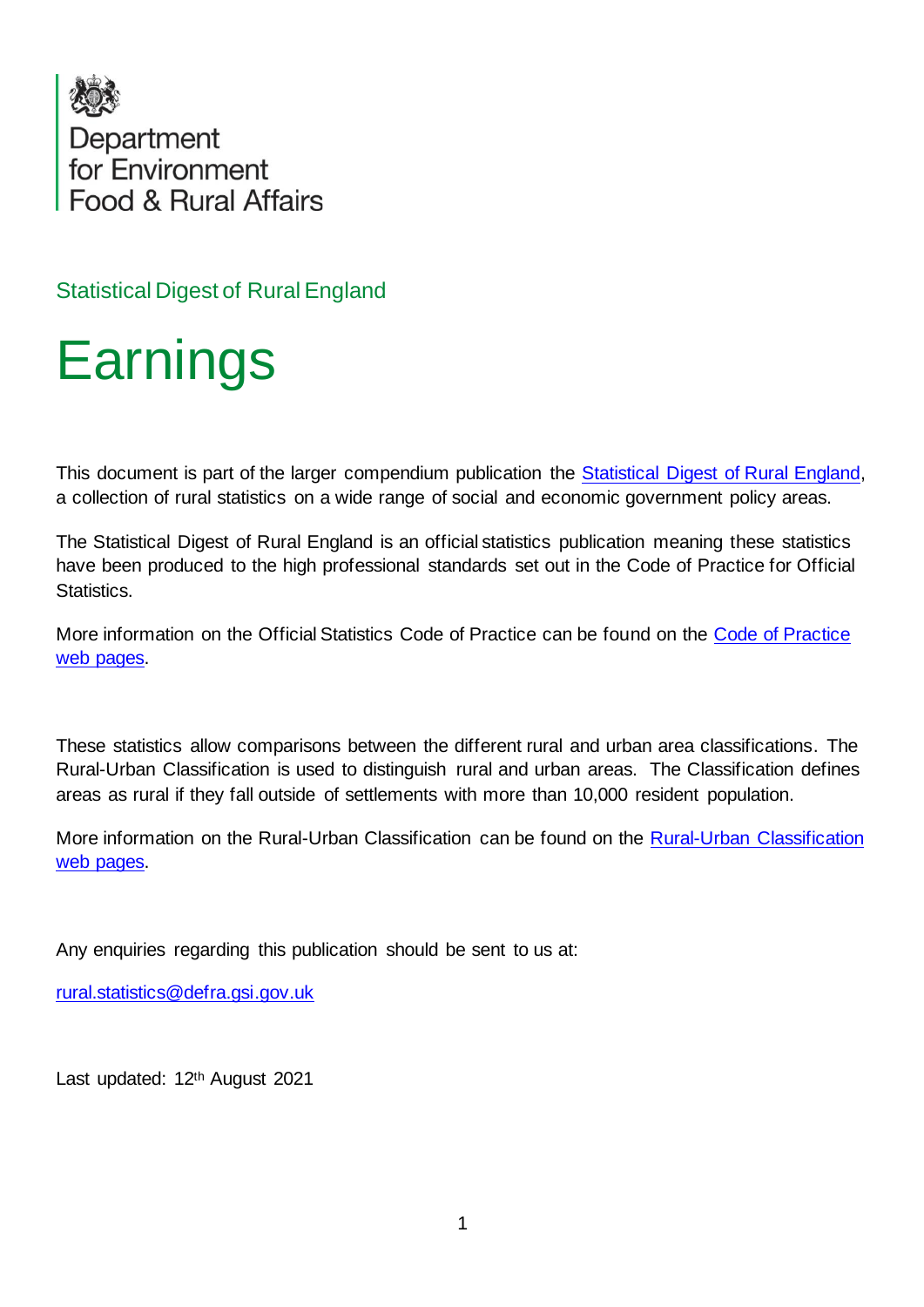Department for Environment Food & Rural Affairs

Statistical Digest of Rural England

# Earnings

This document is part of the larger compendium publication the [Statistical Digest of Rural England](), a collection of rural statistics on a wide range of social and economic government policy areas.

The Statistical Digest of Rural England is an official statistics publication meaning these statistics have been produced to the high professional standards set out in the Code of Practice for Official Statistics.

More information on the Official Statistics Code of Practice can be found on the [Code of Practice web pages]().

These statistics allow comparisons between the different rural and urban area classifications. The Rural-Urban Classification is used to distinguish rural and urban areas. The Classification defines areas as rural if they fall outside of settlements with more than 10,000 resident population.

More information on the Rural-Urban Classification can be found on the [Rural-Urban Classification web pages]().

Any enquiries regarding this publication should be sent to us at:

[rural.statistics@defra.gsi.gov.uk](mailto:rural.statistics@defra.gsi.gov.uk)

Last updated: 12th August 2021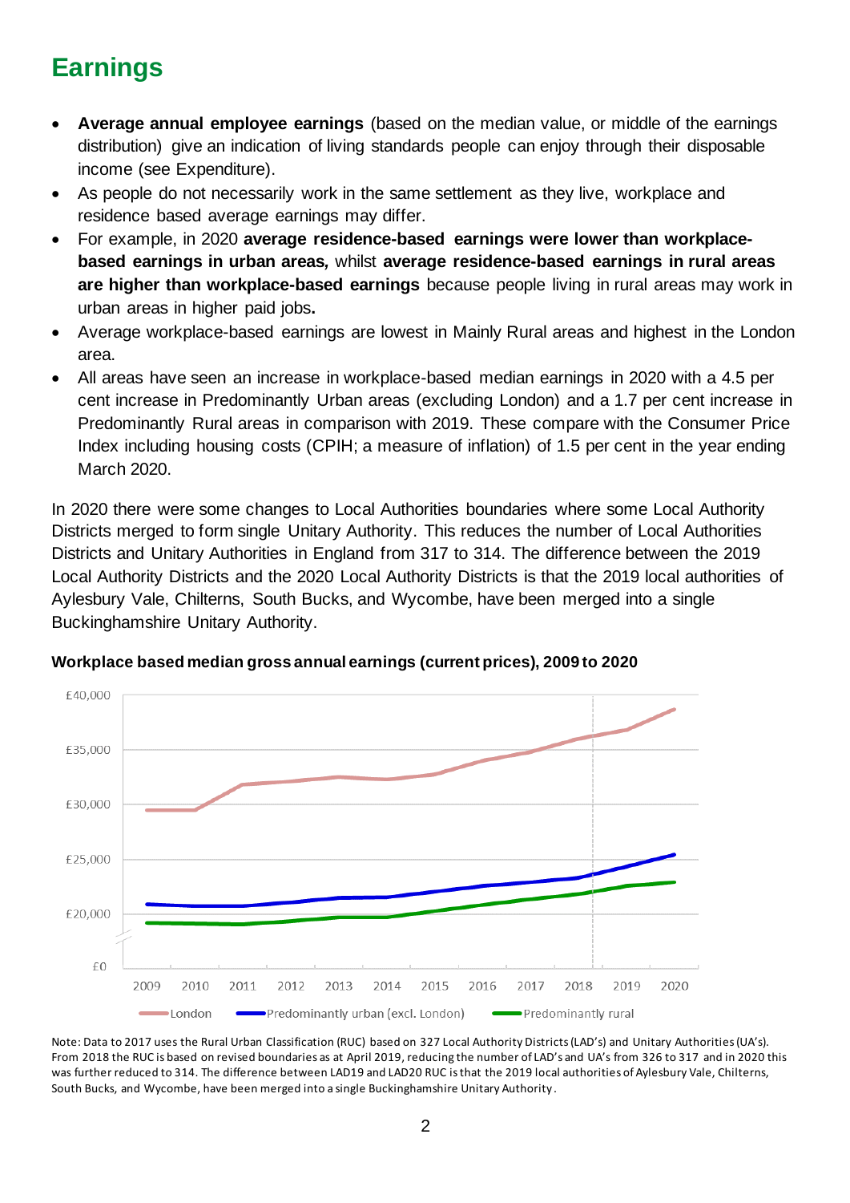# Earnings

- **Average annual employee earnings** (based on the median value, or middle of the earnings distribution) give an indication of living standards people can enjoy through their disposable income (see Expenditure).
- As people do not necessarily work in the same settlement as they live, workplace and residence based average earnings may differ.
- For example, in 2020 **average residence-based earnings were lower than workplace-based earnings in urban areas,** whilst **average residence-based earnings in rural areas are higher than workplace-based earnings** because people living in rural areas may work in urban areas in higher paid jobs**.**
- Average workplace-based earnings are lowest in Mainly Rural areas and highest in the London area.
- All areas have seen an increase in workplace-based median earnings in 2020 with a 4.5 per cent increase in Predominantly Urban areas (excluding London) and a 1.7 per cent increase in Predominantly Rural areas in comparison with 2019. These compare with the Consumer Price Index including housing costs (CPIH; a measure of inflation) of 1.5 per cent in the year ending March 2020.

In 2020 there were some changes to Local Authorities boundaries where some Local Authority Districts merged to form single Unitary Authority. This reduces the number of Local Authorities Districts and Unitary Authorities in England from 317 to 314. The difference between the 2019 Local Authority Districts and the 2020 Local Authority Districts is that the 2019 local authorities of Aylesbury Vale, Chilterns, South Bucks, and Wycombe, have been merged into a single Buckinghamshire Unitary Authority.

**Workplace based median gross annual earnings (current prices), 2009 to 2020**

Note: Data to 2017 uses the Rural Urban Classification (RUC) based on 327 Local Authority Districts (LAD's) and Unitary Authorities (UA's). From 2018 the RUC is based on revised boundaries as at April 2019, reducing the number of LAD's and UA's from 326 to 317 and in 2020 this was further reduced to 314. The difference between LAD19 and LAD20 RUC is that the 2019 local authorities of Aylesbury Vale, Chilterns, South Bucks, and Wycombe, have been merged into a single Buckinghamshire Unitary Authority.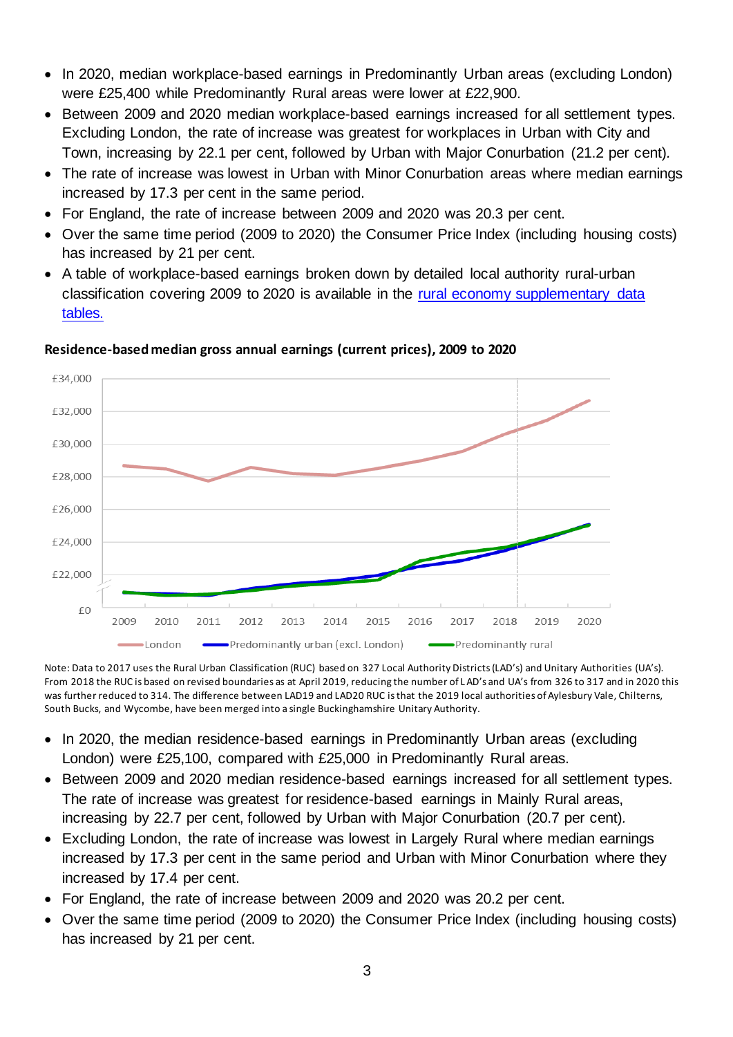- In 2020, median workplace-based earnings in Predominantly Urban areas (excluding London) were £25,400 while Predominantly Rural areas were lower at £22,900.
- Between 2009 and 2020 median workplace-based earnings increased for all settlement types. Excluding London, the rate of increase was greatest for workplaces in Urban with City and Town, increasing by 22.1 per cent, followed by Urban with Major Conurbation (21.2 per cent).
- The rate of increase was lowest in Urban with Minor Conurbation areas where median earnings increased by 17.3 per cent in the same period.
- For England, the rate of increase between 2009 and 2020 was 20.3 per cent.
- Over the same time period (2009 to 2020) the Consumer Price Index (including housing costs) has increased by 21 per cent.
- A table of workplace-based earnings broken down by detailed local authority rural-urban classification covering 2009 to 2020 is available in the [rural economy supplementary data tables.]()

**Residence-based median gross annual earnings (current prices), 2009 to 2020**

Note: Data to 2017 uses the Rural Urban Classification (RUC) based on 327 Local Authority Districts (LAD's) and Unitary Authorities (UA's). From 2018 the RUC is based on revised boundaries as at April 2019, reducing the number of LAD's and UA's from 326 to 317 and in 2020 this was further reduced to 314. The difference between LAD19 and LAD20 RUC is that the 2019 local authorities of Aylesbury Vale, Chilterns, South Bucks, and Wycombe, have been merged into a single Buckinghamshire Unitary Authority.

- In 2020, the median residence-based earnings in Predominantly Urban areas (excluding London) were £25,100, compared with £25,000 in Predominantly Rural areas.
- Between 2009 and 2020 median residence-based earnings increased for all settlement types. The rate of increase was greatest for residence-based earnings in Mainly Rural areas, increasing by 22.7 per cent, followed by Urban with Major Conurbation (20.7 per cent).
- Excluding London, the rate of increase was lowest in Largely Rural where median earnings increased by 17.3 per cent in the same period and Urban with Minor Conurbation where they increased by 17.4 per cent.
- For England, the rate of increase between 2009 and 2020 was 20.2 per cent.
- Over the same time period (2009 to 2020) the Consumer Price Index (including housing costs) has increased by 21 per cent.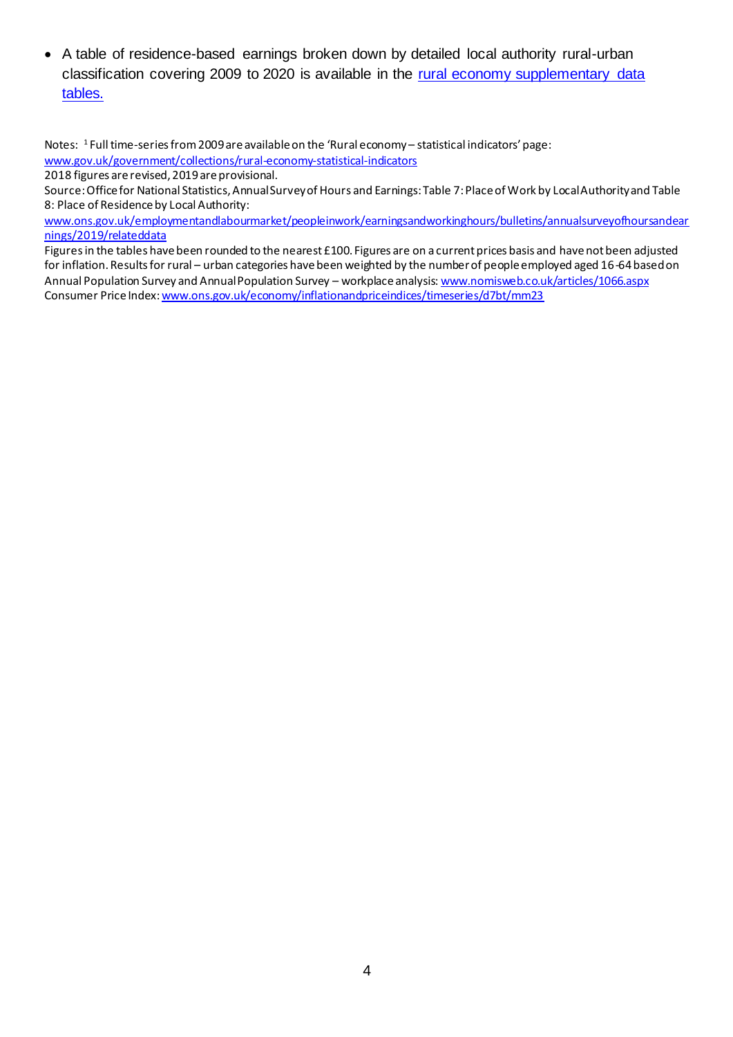- A table of residence-based earnings broken down by detailed local authority rural-urban classification covering 2009 to 2020 is available in the [rural economy supplementary data tables.](rural economy supplementary data tables.)

Notes: [1] Full time-series from 2009 are available on the 'Rural economy – statistical indicators' page: www.gov.uk/government/collections/rural-economy-statistical-indicators

2018 figures are revised, 2019 are provisional.

Source: Office for National Statistics, Annual Survey of Hours and Earnings: Table 7: Place of Work by Local Authority and Table 8: Place of Residence by Local Authority: www.ons.gov.uk/employmentandlabourmarket/peopleinwork/earningsandworkinghours/bulletins/annualsurveyofhoursandearnings/2019/relateddata

Figures in the tables have been rounded to the nearest £100. Figures are on a current prices basis and have not been adjusted for inflation. Results for rural – urban categories have been weighted by the number of people employed aged 16-64 based on Annual Population Survey and Annual Population Survey – workplace analysis: www.nomisweb.co.uk/articles/1066.aspx

Consumer Price Index: www.ons.gov.uk/economy/inflationandpriceindices/timeseries/d7bt/mm23